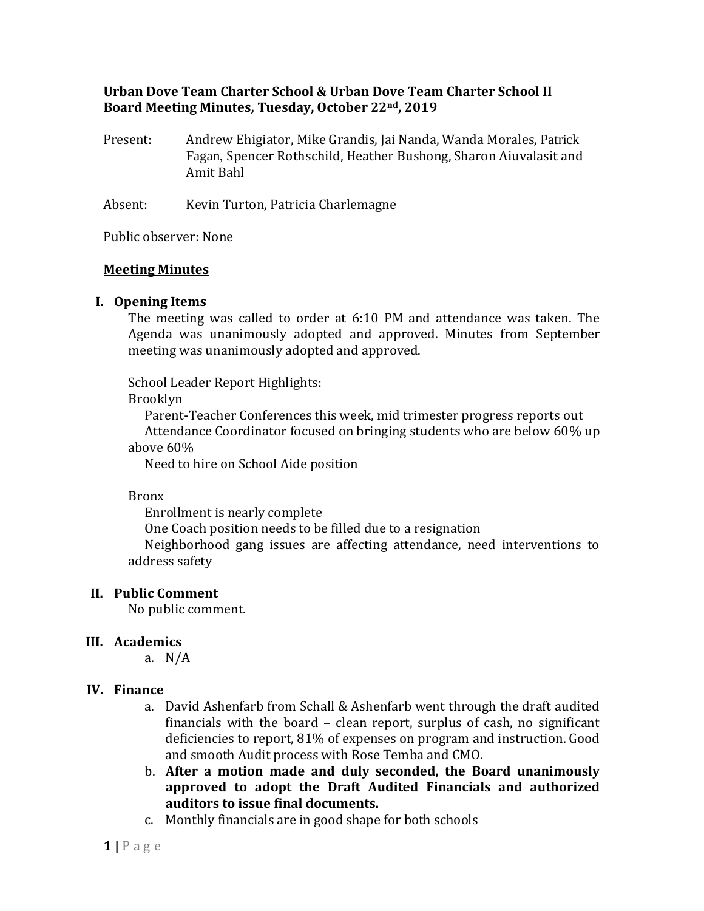**Urban Dove Team Charter School & Urban Dove Team Charter School II**
**Board Meeting Minutes, Tuesday, October 22nd, 2019**

Present: Andrew Ehigiator, Mike Grandis, Jai Nanda, Wanda Morales, Patrick Fagan, Spencer Rothschild, Heather Bushong, Sharon Aiuvalasit and Amit Bahl

Absent: Kevin Turton, Patricia Charlemagne

Public observer: None

**Meeting Minutes**

## I. Opening Items

The meeting was called to order at 6:10 PM and attendance was taken. The Agenda was unanimously adopted and approved. Minutes from September meeting was unanimously adopted and approved.

School Leader Report Highlights:

Brooklyn

Parent-Teacher Conferences this week, mid trimester progress reports out

Attendance Coordinator focused on bringing students who are below 60% up above 60%

Need to hire on School Aide position

Bronx

Enrollment is nearly complete

One Coach position needs to be filled due to a resignation

Neighborhood gang issues are affecting attendance, need interventions to address safety

## II. Public Comment

No public comment.

## III. Academics

a. N/A

## IV. Finance

a. David Ashenfarb from Schall & Ashenfarb went through the draft audited financials with the board – clean report, surplus of cash, no significant deficiencies to report, 81% of expenses on program and instruction. Good and smooth Audit process with Rose Temba and CMO.
b. **After a motion made and duly seconded, the Board unanimously approved to adopt the Draft Audited Financials and authorized auditors to issue final documents.**
c. Monthly financials are in good shape for both schools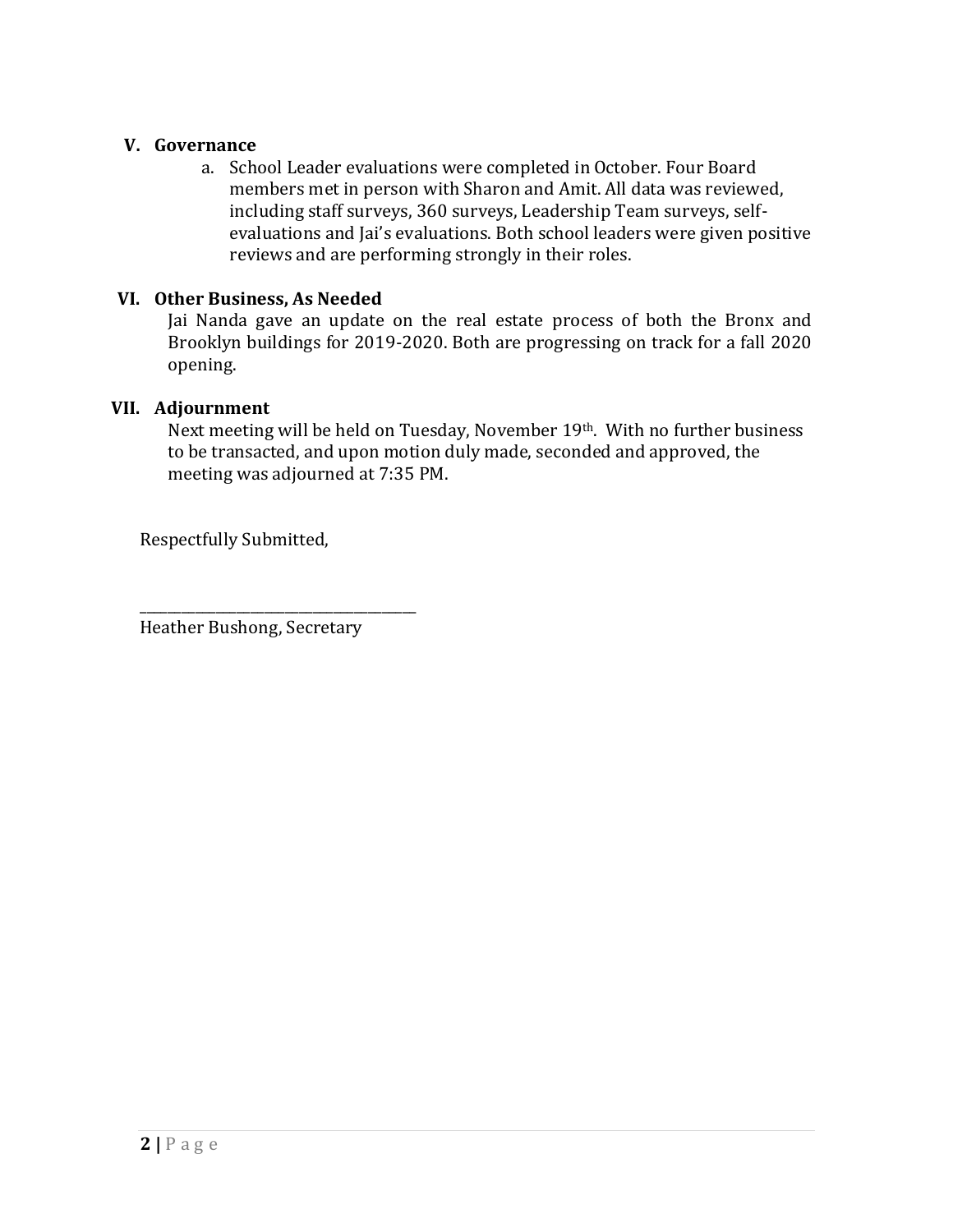## V. Governance

a. School Leader evaluations were completed in October. Four Board members met in person with Sharon and Amit. All data was reviewed, including staff surveys, 360 surveys, Leadership Team surveys, self-evaluations and Jai's evaluations. Both school leaders were given positive reviews and are performing strongly in their roles.

## VI. Other Business, As Needed

Jai Nanda gave an update on the real estate process of both the Bronx and Brooklyn buildings for 2019-2020. Both are progressing on track for a fall 2020 opening.

## VII. Adjournment

Next meeting will be held on Tuesday, November 19th. With no further business to be transacted, and upon motion duly made, seconded and approved, the meeting was adjourned at 7:35 PM.

Respectfully Submitted,

______________________________________

Heather Bushong, Secretary